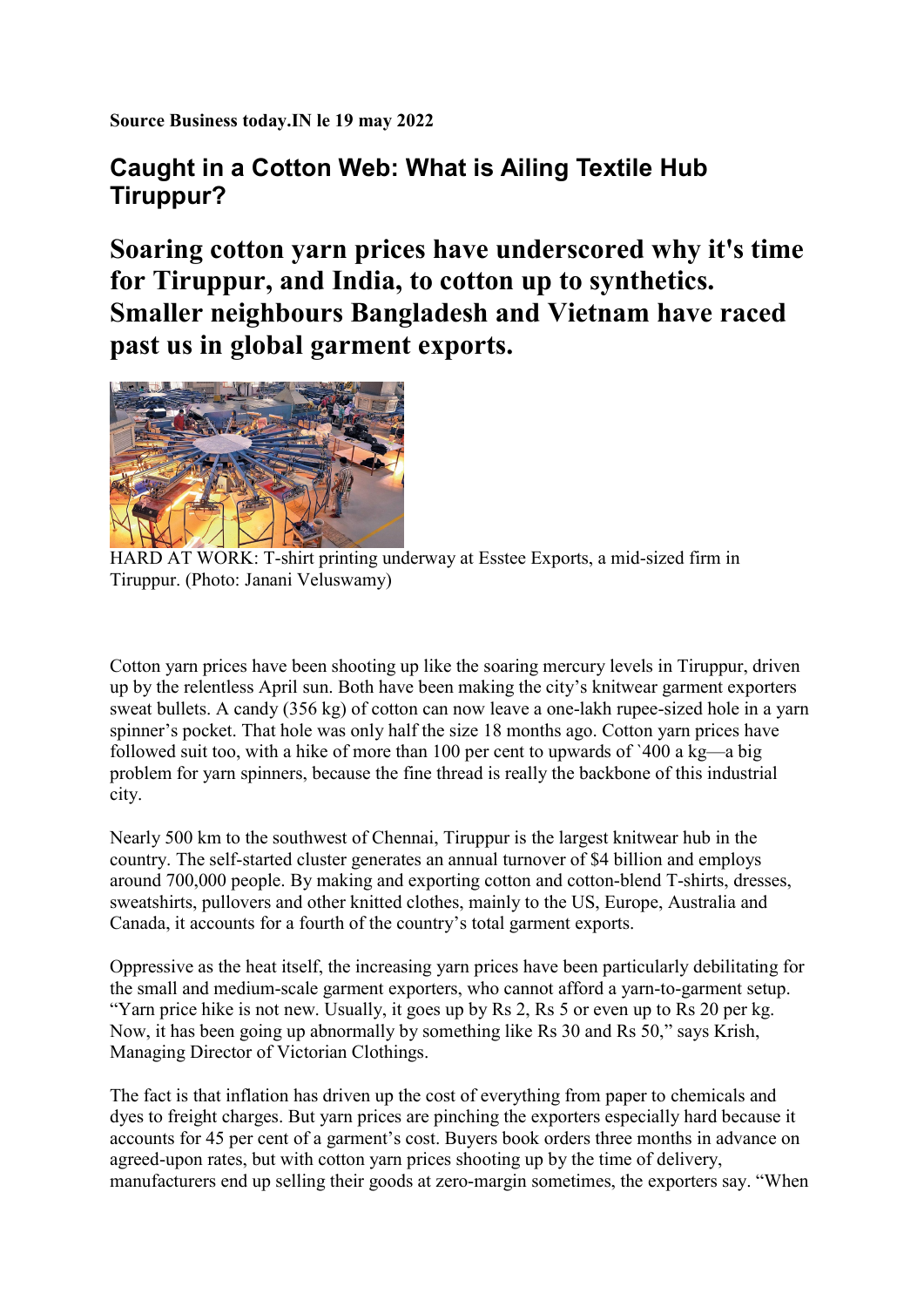**Source Business today.IN le 19 may 2022**

# Caught in a Cotton Web: What is Ailing Textile Hub Tiruppur?

## Soaring cotton yarn prices have underscored why it's time for Tiruppur, and India, to cotton up to synthetics. Smaller neighbours Bangladesh and Vietnam have raced past us in global garment exports.

HARD AT WORK: T-shirt printing underway at Esstee Exports, a mid-sized firm in Tiruppur. (Photo: Janani Veluswamy)

Cotton yarn prices have been shooting up like the soaring mercury levels in Tiruppur, driven up by the relentless April sun. Both have been making the city's knitwear garment exporters sweat bullets. A candy (356 kg) of cotton can now leave a one-lakh rupee-sized hole in a yarn spinner's pocket. That hole was only half the size 18 months ago. Cotton yarn prices have followed suit too, with a hike of more than 100 per cent to upwards of `400 a kg—a big problem for yarn spinners, because the fine thread is really the backbone of this industrial city.

Nearly 500 km to the southwest of Chennai, Tiruppur is the largest knitwear hub in the country. The self-started cluster generates an annual turnover of $4 billion and employs around 700,000 people. By making and exporting cotton and cotton-blend T-shirts, dresses, sweatshirts, pullovers and other knitted clothes, mainly to the US, Europe, Australia and Canada, it accounts for a fourth of the country's total garment exports.

Oppressive as the heat itself, the increasing yarn prices have been particularly debilitating for the small and medium-scale garment exporters, who cannot afford a yarn-to-garment setup. "Yarn price hike is not new. Usually, it goes up by Rs 2, Rs 5 or even up to Rs 20 per kg. Now, it has been going up abnormally by something like Rs 30 and Rs 50," says Krish, Managing Director of Victorian Clothings.

The fact is that inflation has driven up the cost of everything from paper to chemicals and dyes to freight charges. But yarn prices are pinching the exporters especially hard because it accounts for 45 per cent of a garment's cost. Buyers book orders three months in advance on agreed-upon rates, but with cotton yarn prices shooting up by the time of delivery, manufacturers end up selling their goods at zero-margin sometimes, the exporters say. "When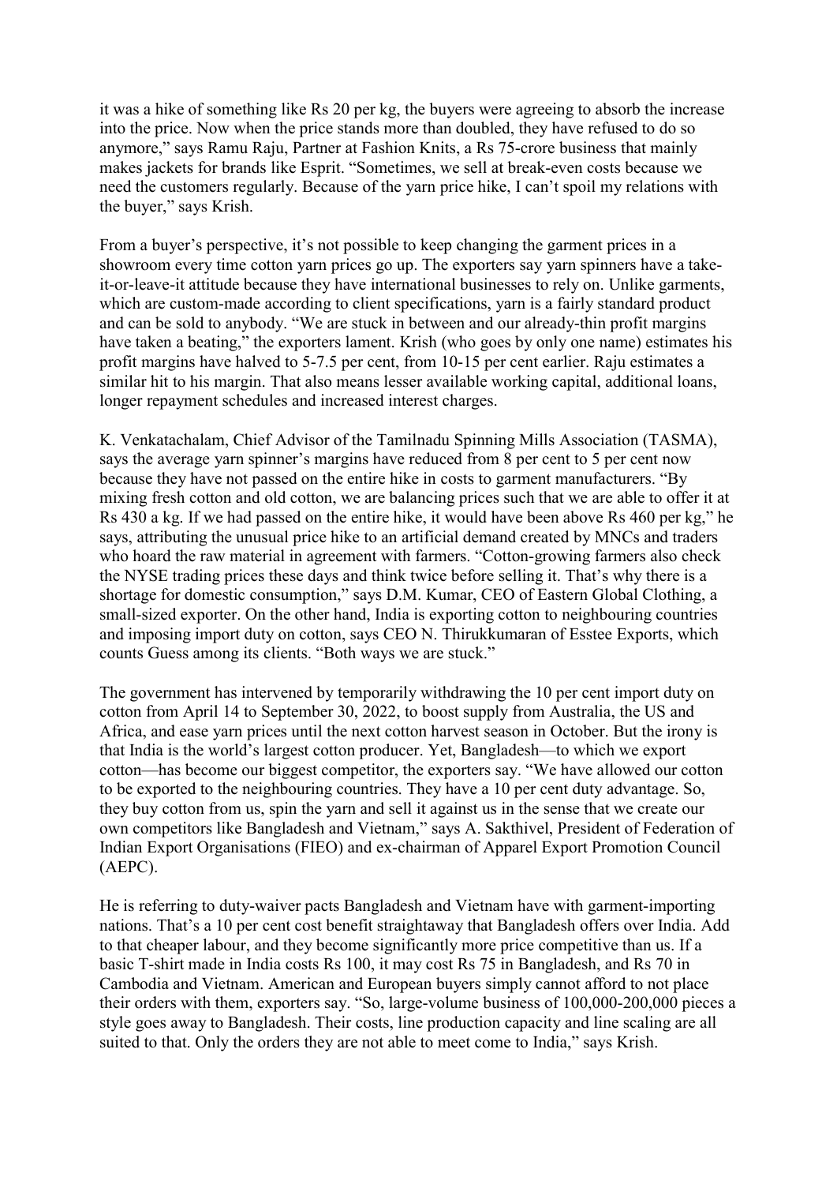it was a hike of something like Rs 20 per kg, the buyers were agreeing to absorb the increase into the price. Now when the price stands more than doubled, they have refused to do so anymore," says Ramu Raju, Partner at Fashion Knits, a Rs 75-crore business that mainly makes jackets for brands like Esprit. "Sometimes, we sell at break-even costs because we need the customers regularly. Because of the yarn price hike, I can't spoil my relations with the buyer," says Krish.

From a buyer's perspective, it's not possible to keep changing the garment prices in a showroom every time cotton yarn prices go up. The exporters say yarn spinners have a take-it-or-leave-it attitude because they have international businesses to rely on. Unlike garments, which are custom-made according to client specifications, yarn is a fairly standard product and can be sold to anybody. "We are stuck in between and our already-thin profit margins have taken a beating," the exporters lament. Krish (who goes by only one name) estimates his profit margins have halved to 5-7.5 per cent, from 10-15 per cent earlier. Raju estimates a similar hit to his margin. That also means lesser available working capital, additional loans, longer repayment schedules and increased interest charges.

K. Venkatachalam, Chief Advisor of the Tamilnadu Spinning Mills Association (TASMA), says the average yarn spinner's margins have reduced from 8 per cent to 5 per cent now because they have not passed on the entire hike in costs to garment manufacturers. "By mixing fresh cotton and old cotton, we are balancing prices such that we are able to offer it at Rs 430 a kg. If we had passed on the entire hike, it would have been above Rs 460 per kg," he says, attributing the unusual price hike to an artificial demand created by MNCs and traders who hoard the raw material in agreement with farmers. "Cotton-growing farmers also check the NYSE trading prices these days and think twice before selling it. That's why there is a shortage for domestic consumption," says D.M. Kumar, CEO of Eastern Global Clothing, a small-sized exporter. On the other hand, India is exporting cotton to neighbouring countries and imposing import duty on cotton, says CEO N. Thirukkumaran of Esstee Exports, which counts Guess among its clients. "Both ways we are stuck."

The government has intervened by temporarily withdrawing the 10 per cent import duty on cotton from April 14 to September 30, 2022, to boost supply from Australia, the US and Africa, and ease yarn prices until the next cotton harvest season in October. But the irony is that India is the world's largest cotton producer. Yet, Bangladesh—to which we export cotton—has become our biggest competitor, the exporters say. "We have allowed our cotton to be exported to the neighbouring countries. They have a 10 per cent duty advantage. So, they buy cotton from us, spin the yarn and sell it against us in the sense that we create our own competitors like Bangladesh and Vietnam," says A. Sakthivel, President of Federation of Indian Export Organisations (FIEO) and ex-chairman of Apparel Export Promotion Council (AEPC).

He is referring to duty-waiver pacts Bangladesh and Vietnam have with garment-importing nations. That's a 10 per cent cost benefit straightaway that Bangladesh offers over India. Add to that cheaper labour, and they become significantly more price competitive than us. If a basic T-shirt made in India costs Rs 100, it may cost Rs 75 in Bangladesh, and Rs 70 in Cambodia and Vietnam. American and European buyers simply cannot afford to not place their orders with them, exporters say. "So, large-volume business of 100,000-200,000 pieces a style goes away to Bangladesh. Their costs, line production capacity and line scaling are all suited to that. Only the orders they are not able to meet come to India," says Krish.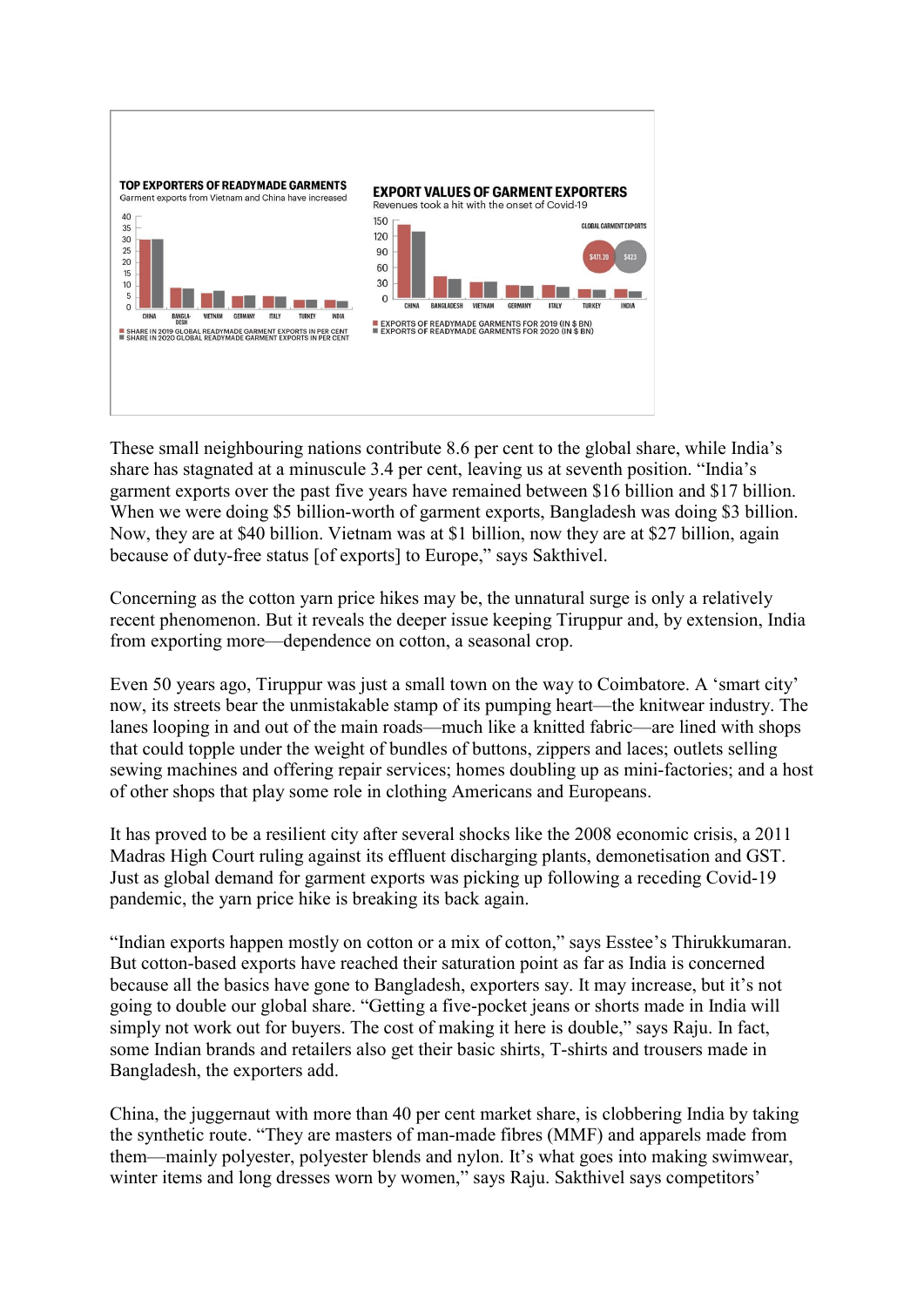**TOP EXPORTERS OF READYMADE GARMENTS**

Garment exports from Vietnam and China have increased

- SHARE IN 2019 GLOBAL READYMADE GARMENT EXPORTS IN PER CENT
- SHARE IN 2020 GLOBAL READYMADE GARMENT EXPORTS IN PER CENT

**EXPORT VALUES OF GARMENT EXPORTERS**

Revenues took a hit with the onset of Covid-19

GLOBAL GARMENT EXPORTS: $471.20 | $423

- EXPORTS OF READYMADE GARMENTS FOR 2019 (IN $ BN)
- EXPORTS OF READYMADE GARMENTS FOR 2020 (IN $ BN)

These small neighbouring nations contribute 8.6 per cent to the global share, while India's share has stagnated at a minuscule 3.4 per cent, leaving us at seventh position. "India's garment exports over the past five years have remained between $16 billion and $17 billion. When we were doing $5 billion-worth of garment exports, Bangladesh was doing $3 billion. Now, they are at $40 billion. Vietnam was at $1 billion, now they are at $27 billion, again because of duty-free status [of exports] to Europe," says Sakthivel.

Concerning as the cotton yarn price hikes may be, the unnatural surge is only a relatively recent phenomenon. But it reveals the deeper issue keeping Tiruppur and, by extension, India from exporting more—dependence on cotton, a seasonal crop.

Even 50 years ago, Tiruppur was just a small town on the way to Coimbatore. A 'smart city' now, its streets bear the unmistakable stamp of its pumping heart—the knitwear industry. The lanes looping in and out of the main roads—much like a knitted fabric—are lined with shops that could topple under the weight of bundles of buttons, zippers and laces; outlets selling sewing machines and offering repair services; homes doubling up as mini-factories; and a host of other shops that play some role in clothing Americans and Europeans.

It has proved to be a resilient city after several shocks like the 2008 economic crisis, a 2011 Madras High Court ruling against its effluent discharging plants, demonetisation and GST. Just as global demand for garment exports was picking up following a receding Covid-19 pandemic, the yarn price hike is breaking its back again.

"Indian exports happen mostly on cotton or a mix of cotton," says Esstee's Thirukkumaran. But cotton-based exports have reached their saturation point as far as India is concerned because all the basics have gone to Bangladesh, exporters say. It may increase, but it's not going to double our global share. "Getting a five-pocket jeans or shorts made in India will simply not work out for buyers. The cost of making it here is double," says Raju. In fact, some Indian brands and retailers also get their basic shirts, T-shirts and trousers made in Bangladesh, the exporters add.

China, the juggernaut with more than 40 per cent market share, is clobbering India by taking the synthetic route. "They are masters of man-made fibres (MMF) and apparels made from them—mainly polyester, polyester blends and nylon. It's what goes into making swimwear, winter items and long dresses worn by women," says Raju. Sakthivel says competitors'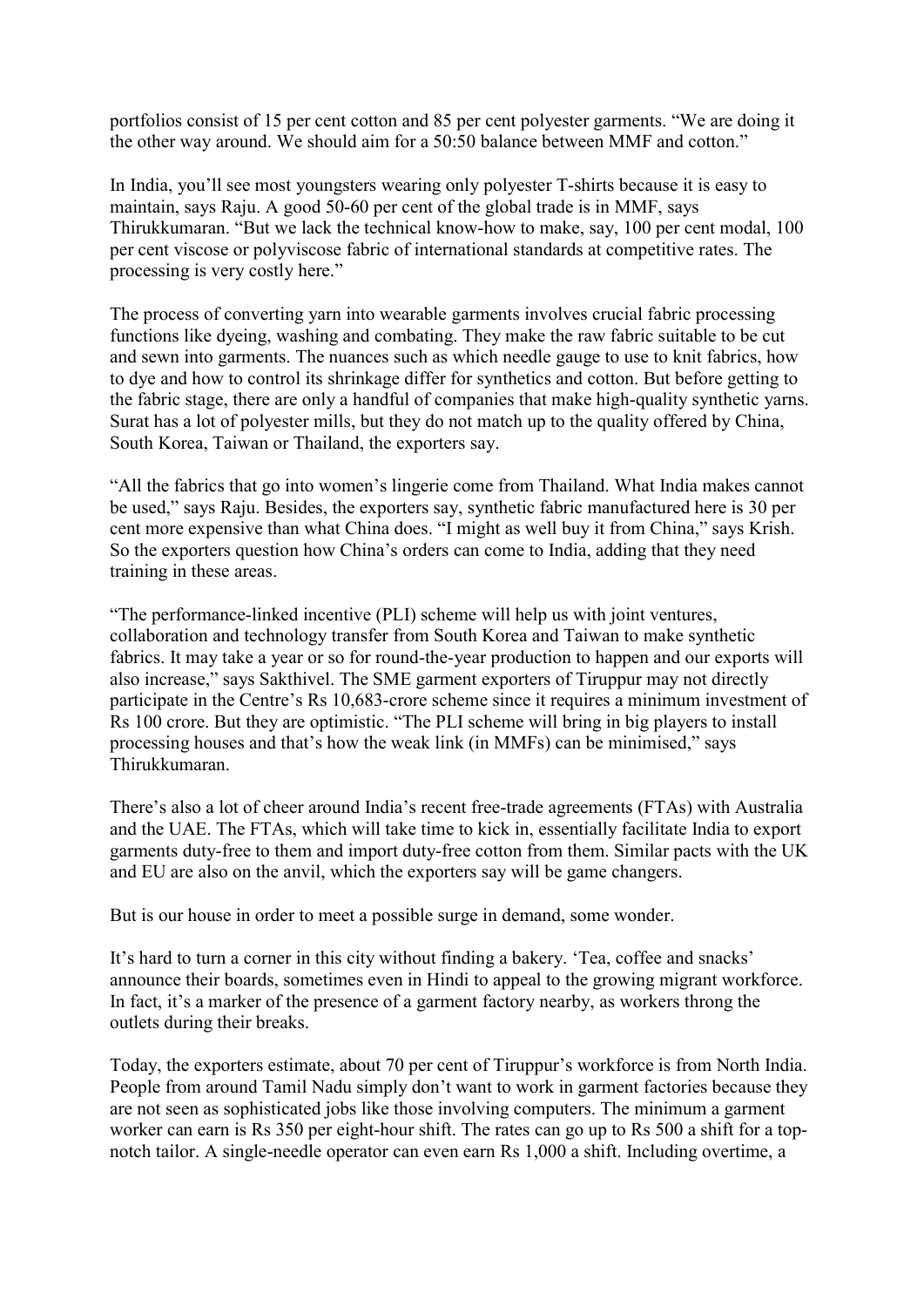portfolios consist of 15 per cent cotton and 85 per cent polyester garments. "We are doing it the other way around. We should aim for a 50:50 balance between MMF and cotton."

In India, you'll see most youngsters wearing only polyester T-shirts because it is easy to maintain, says Raju. A good 50-60 per cent of the global trade is in MMF, says Thirukkumaran. "But we lack the technical know-how to make, say, 100 per cent modal, 100 per cent viscose or polyviscose fabric of international standards at competitive rates. The processing is very costly here."

The process of converting yarn into wearable garments involves crucial fabric processing functions like dyeing, washing and combating. They make the raw fabric suitable to be cut and sewn into garments. The nuances such as which needle gauge to use to knit fabrics, how to dye and how to control its shrinkage differ for synthetics and cotton. But before getting to the fabric stage, there are only a handful of companies that make high-quality synthetic yarns. Surat has a lot of polyester mills, but they do not match up to the quality offered by China, South Korea, Taiwan or Thailand, the exporters say.

"All the fabrics that go into women's lingerie come from Thailand. What India makes cannot be used," says Raju. Besides, the exporters say, synthetic fabric manufactured here is 30 per cent more expensive than what China does. "I might as well buy it from China," says Krish. So the exporters question how China's orders can come to India, adding that they need training in these areas.

"The performance-linked incentive (PLI) scheme will help us with joint ventures, collaboration and technology transfer from South Korea and Taiwan to make synthetic fabrics. It may take a year or so for round-the-year production to happen and our exports will also increase," says Sakthivel. The SME garment exporters of Tiruppur may not directly participate in the Centre's Rs 10,683-crore scheme since it requires a minimum investment of Rs 100 crore. But they are optimistic. "The PLI scheme will bring in big players to install processing houses and that's how the weak link (in MMFs) can be minimised," says Thirukkumaran.

There's also a lot of cheer around India's recent free-trade agreements (FTAs) with Australia and the UAE. The FTAs, which will take time to kick in, essentially facilitate India to export garments duty-free to them and import duty-free cotton from them. Similar pacts with the UK and EU are also on the anvil, which the exporters say will be game changers.

But is our house in order to meet a possible surge in demand, some wonder.

It's hard to turn a corner in this city without finding a bakery. 'Tea, coffee and snacks' announce their boards, sometimes even in Hindi to appeal to the growing migrant workforce. In fact, it's a marker of the presence of a garment factory nearby, as workers throng the outlets during their breaks.

Today, the exporters estimate, about 70 per cent of Tiruppur's workforce is from North India. People from around Tamil Nadu simply don't want to work in garment factories because they are not seen as sophisticated jobs like those involving computers. The minimum a garment worker can earn is Rs 350 per eight-hour shift. The rates can go up to Rs 500 a shift for a top-notch tailor. A single-needle operator can even earn Rs 1,000 a shift. Including overtime, a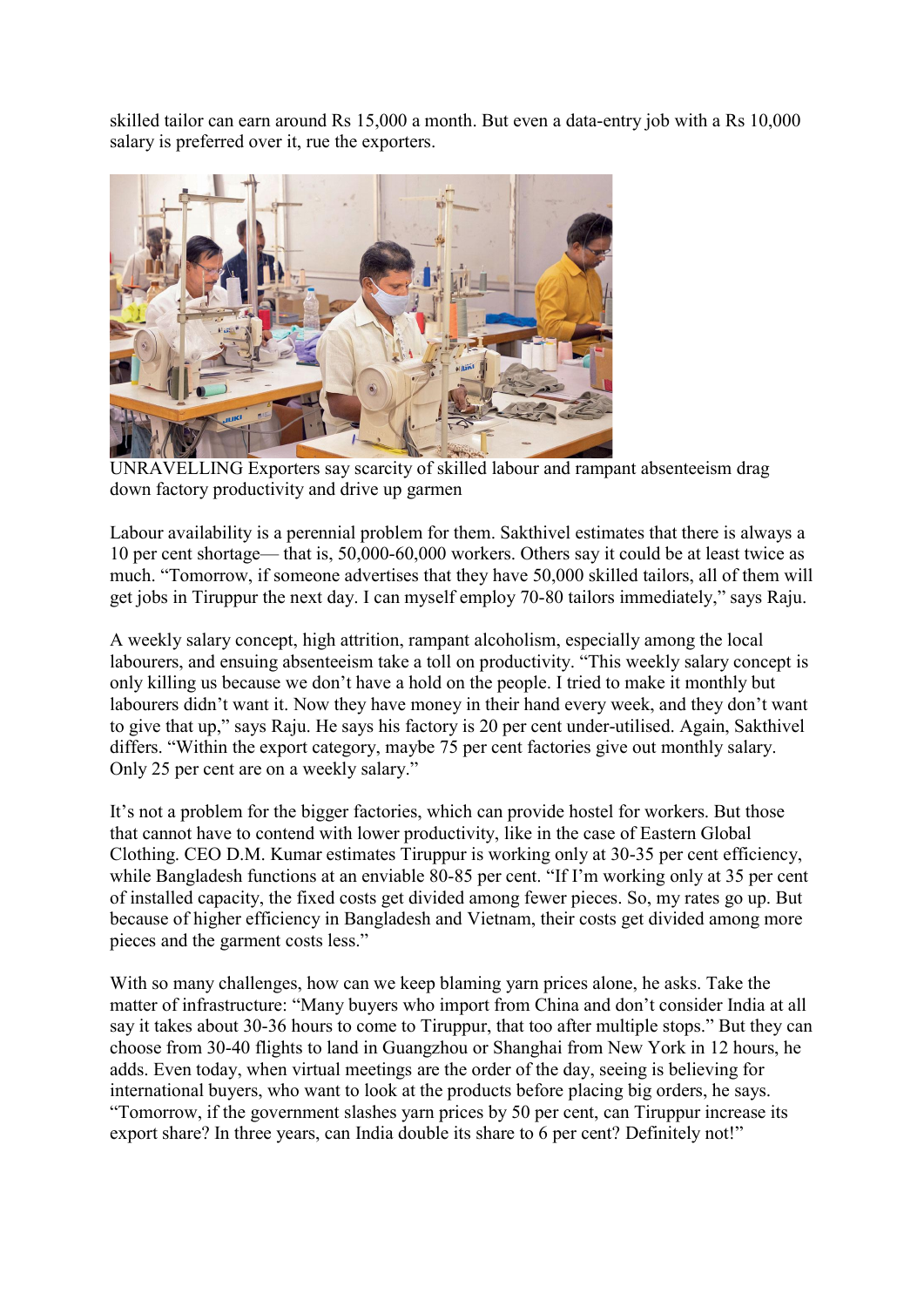skilled tailor can earn around Rs 15,000 a month. But even a data-entry job with a Rs 10,000 salary is preferred over it, rue the exporters.

UNRAVELLING Exporters say scarcity of skilled labour and rampant absenteeism drag down factory productivity and drive up garmen

Labour availability is a perennial problem for them. Sakthivel estimates that there is always a 10 per cent shortage— that is, 50,000-60,000 workers. Others say it could be at least twice as much. "Tomorrow, if someone advertises that they have 50,000 skilled tailors, all of them will get jobs in Tiruppur the next day. I can myself employ 70-80 tailors immediately," says Raju.

A weekly salary concept, high attrition, rampant alcoholism, especially among the local labourers, and ensuing absenteeism take a toll on productivity. "This weekly salary concept is only killing us because we don't have a hold on the people. I tried to make it monthly but labourers didn't want it. Now they have money in their hand every week, and they don't want to give that up," says Raju. He says his factory is 20 per cent under-utilised. Again, Sakthivel differs. "Within the export category, maybe 75 per cent factories give out monthly salary. Only 25 per cent are on a weekly salary."

It's not a problem for the bigger factories, which can provide hostel for workers. But those that cannot have to contend with lower productivity, like in the case of Eastern Global Clothing. CEO D.M. Kumar estimates Tiruppur is working only at 30-35 per cent efficiency, while Bangladesh functions at an enviable 80-85 per cent. "If I'm working only at 35 per cent of installed capacity, the fixed costs get divided among fewer pieces. So, my rates go up. But because of higher efficiency in Bangladesh and Vietnam, their costs get divided among more pieces and the garment costs less."

With so many challenges, how can we keep blaming yarn prices alone, he asks. Take the matter of infrastructure: "Many buyers who import from China and don't consider India at all say it takes about 30-36 hours to come to Tiruppur, that too after multiple stops." But they can choose from 30-40 flights to land in Guangzhou or Shanghai from New York in 12 hours, he adds. Even today, when virtual meetings are the order of the day, seeing is believing for international buyers, who want to look at the products before placing big orders, he says. "Tomorrow, if the government slashes yarn prices by 50 per cent, can Tiruppur increase its export share? In three years, can India double its share to 6 per cent? Definitely not!"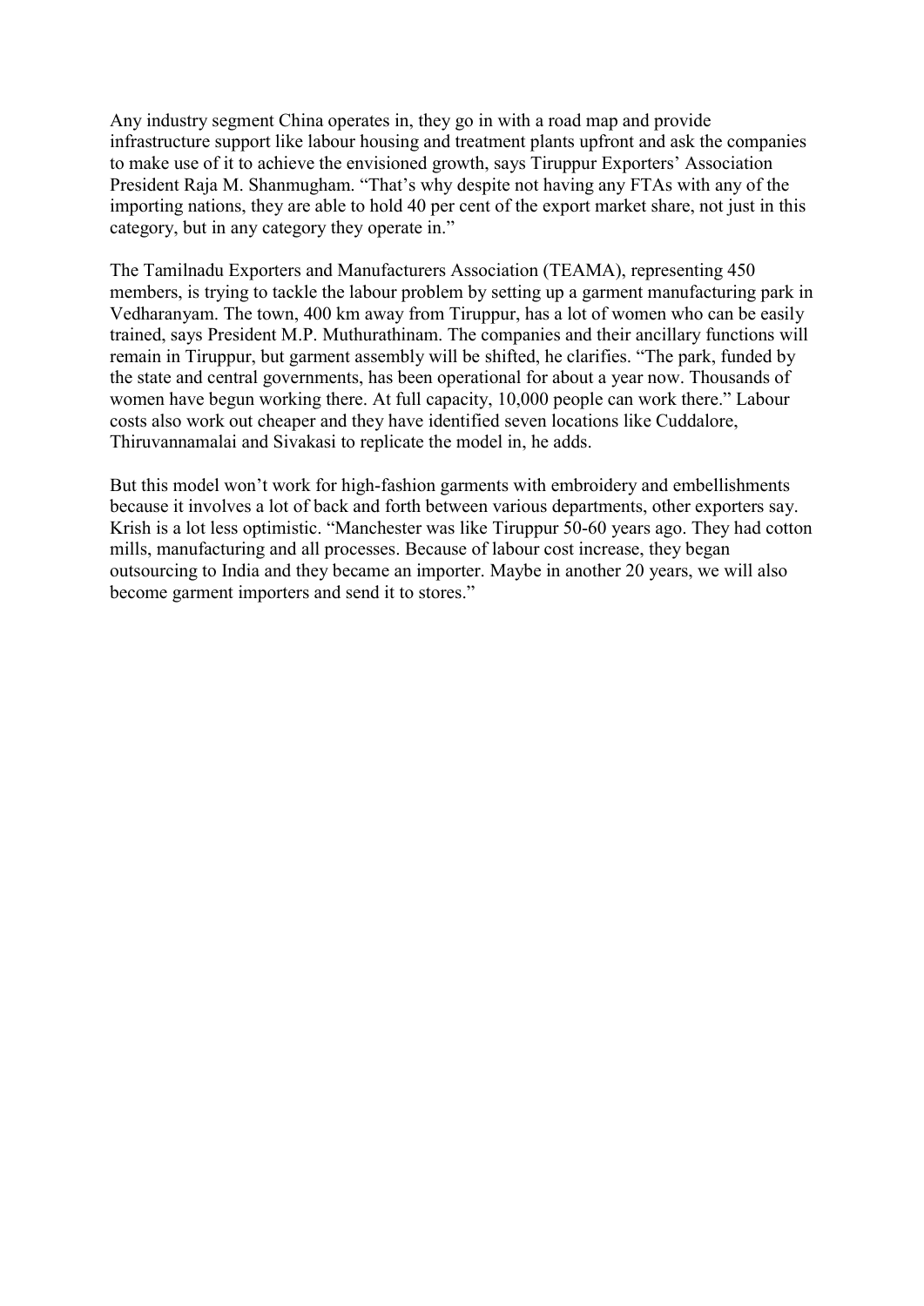Any industry segment China operates in, they go in with a road map and provide infrastructure support like labour housing and treatment plants upfront and ask the companies to make use of it to achieve the envisioned growth, says Tiruppur Exporters' Association President Raja M. Shanmugham. "That's why despite not having any FTAs with any of the importing nations, they are able to hold 40 per cent of the export market share, not just in this category, but in any category they operate in."

The Tamilnadu Exporters and Manufacturers Association (TEAMA), representing 450 members, is trying to tackle the labour problem by setting up a garment manufacturing park in Vedharanyam. The town, 400 km away from Tiruppur, has a lot of women who can be easily trained, says President M.P. Muthurathinam. The companies and their ancillary functions will remain in Tiruppur, but garment assembly will be shifted, he clarifies. "The park, funded by the state and central governments, has been operational for about a year now. Thousands of women have begun working there. At full capacity, 10,000 people can work there." Labour costs also work out cheaper and they have identified seven locations like Cuddalore, Thiruvannamalai and Sivakasi to replicate the model in, he adds.

But this model won't work for high-fashion garments with embroidery and embellishments because it involves a lot of back and forth between various departments, other exporters say. Krish is a lot less optimistic. "Manchester was like Tiruppur 50-60 years ago. They had cotton mills, manufacturing and all processes. Because of labour cost increase, they began outsourcing to India and they became an importer. Maybe in another 20 years, we will also become garment importers and send it to stores."